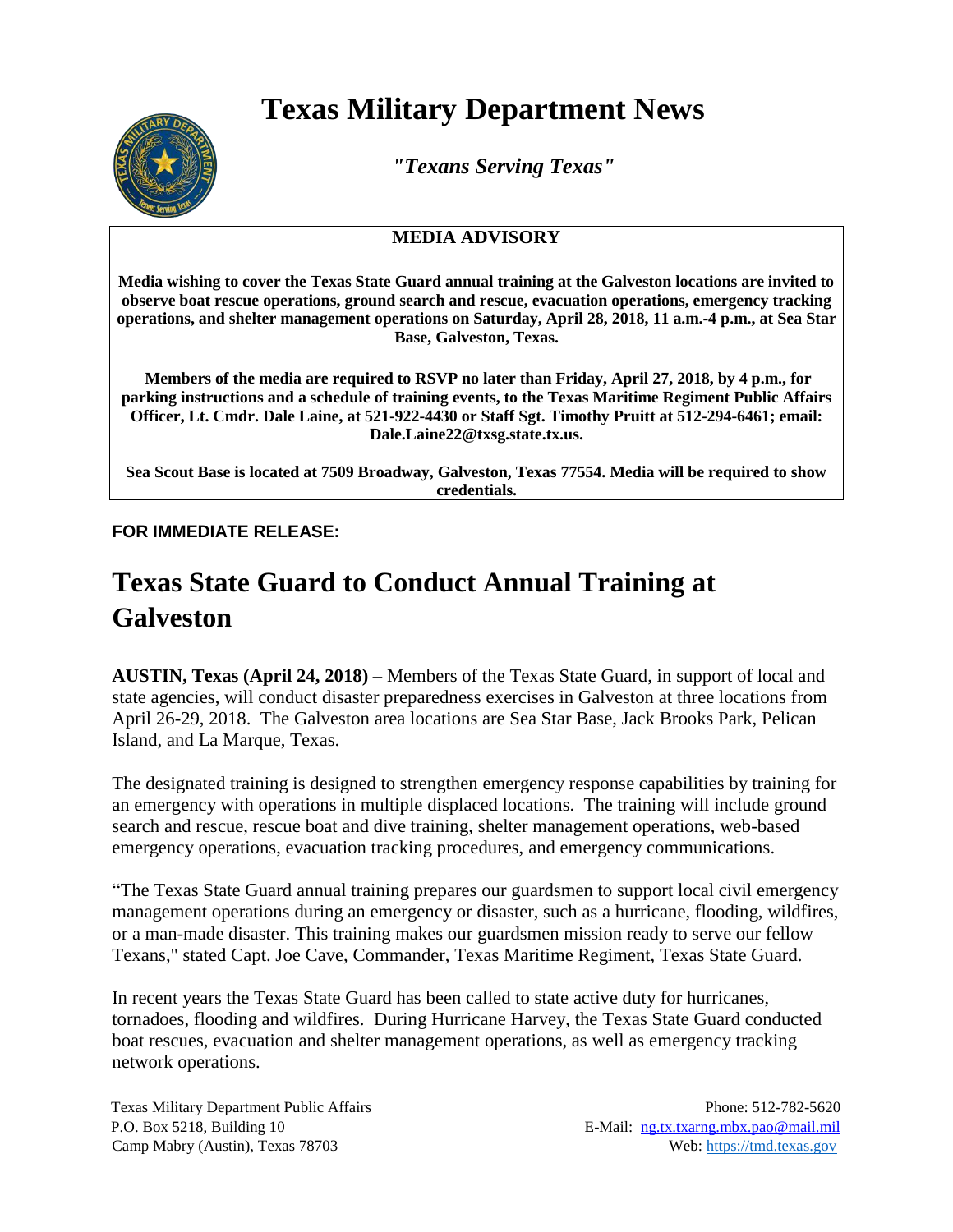# Texas Military Department News

*"Texans Serving Texas"*

## MEDIA ADVISORY

**Media wishing to cover the Texas State Guard annual training at the Galveston locations are invited to observe boat rescue operations, ground search and rescue, evacuation operations, emergency tracking operations, and shelter management operations on Saturday, April 28, 2018, 11 a.m.-4 p.m., at Sea Star Base, Galveston, Texas.**

**Members of the media are required to RSVP no later than Friday, April 27, 2018, by 4 p.m., for parking instructions and a schedule of training events, to the Texas Maritime Regiment Public Affairs Officer, Lt. Cmdr. Dale Laine, at 521-922-4430 or Staff Sgt. Timothy Pruitt at 512-294-6461; email: Dale.Laine22@txsg.state.tx.us.**

**Sea Scout Base is located at 7509 Broadway, Galveston, Texas 77554. Media will be required to show credentials.**

**FOR IMMEDIATE RELEASE:**

# Texas State Guard to Conduct Annual Training at Galveston

**AUSTIN, Texas (April 24, 2018)** – Members of the Texas State Guard, in support of local and state agencies, will conduct disaster preparedness exercises in Galveston at three locations from April 26-29, 2018. The Galveston area locations are Sea Star Base, Jack Brooks Park, Pelican Island, and La Marque, Texas.

The designated training is designed to strengthen emergency response capabilities by training for an emergency with operations in multiple displaced locations. The training will include ground search and rescue, rescue boat and dive training, shelter management operations, web-based emergency operations, evacuation tracking procedures, and emergency communications.

"The Texas State Guard annual training prepares our guardsmen to support local civil emergency management operations during an emergency or disaster, such as a hurricane, flooding, wildfires, or a man-made disaster. This training makes our guardsmen mission ready to serve our fellow Texans," stated Capt. Joe Cave, Commander, Texas Maritime Regiment, Texas State Guard.

In recent years the Texas State Guard has been called to state active duty for hurricanes, tornadoes, flooding and wildfires. During Hurricane Harvey, the Texas State Guard conducted boat rescues, evacuation and shelter management operations, as well as emergency tracking network operations.

Texas Military Department Public Affairs
P.O. Box 5218, Building 10
Camp Mabry (Austin), Texas 78703

Phone: 512-782-5620
E-Mail: ng.tx.txarng.mbx.pao@mail.mil
Web: https://tmd.texas.gov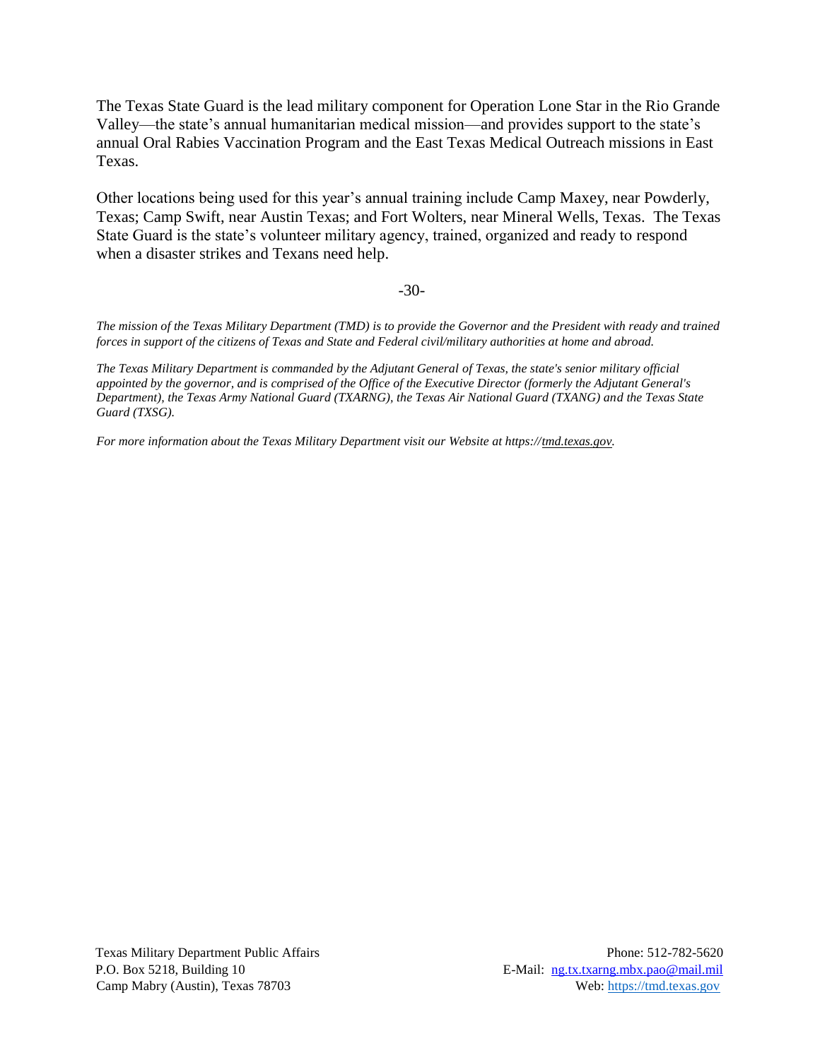The Texas State Guard is the lead military component for Operation Lone Star in the Rio Grande Valley—the state's annual humanitarian medical mission—and provides support to the state's annual Oral Rabies Vaccination Program and the East Texas Medical Outreach missions in East Texas.

Other locations being used for this year's annual training include Camp Maxey, near Powderly, Texas; Camp Swift, near Austin Texas; and Fort Wolters, near Mineral Wells, Texas. The Texas State Guard is the state's volunteer military agency, trained, organized and ready to respond when a disaster strikes and Texans need help.

-30-

*The mission of the Texas Military Department (TMD) is to provide the Governor and the President with ready and trained forces in support of the citizens of Texas and State and Federal civil/military authorities at home and abroad.*

*The Texas Military Department is commanded by the Adjutant General of Texas, the state's senior military official appointed by the governor, and is comprised of the Office of the Executive Director (formerly the Adjutant General's Department), the Texas Army National Guard (TXARNG), the Texas Air National Guard (TXANG) and the Texas State Guard (TXSG).*

*For more information about the Texas Military Department visit our Website at https://tmd.texas.gov.*

Texas Military Department Public Affairs
P.O. Box 5218, Building 10
Camp Mabry (Austin), Texas 78703

Phone: 512-782-5620
E-Mail: ng.tx.txarng.mbx.pao@mail.mil
Web: https://tmd.texas.gov